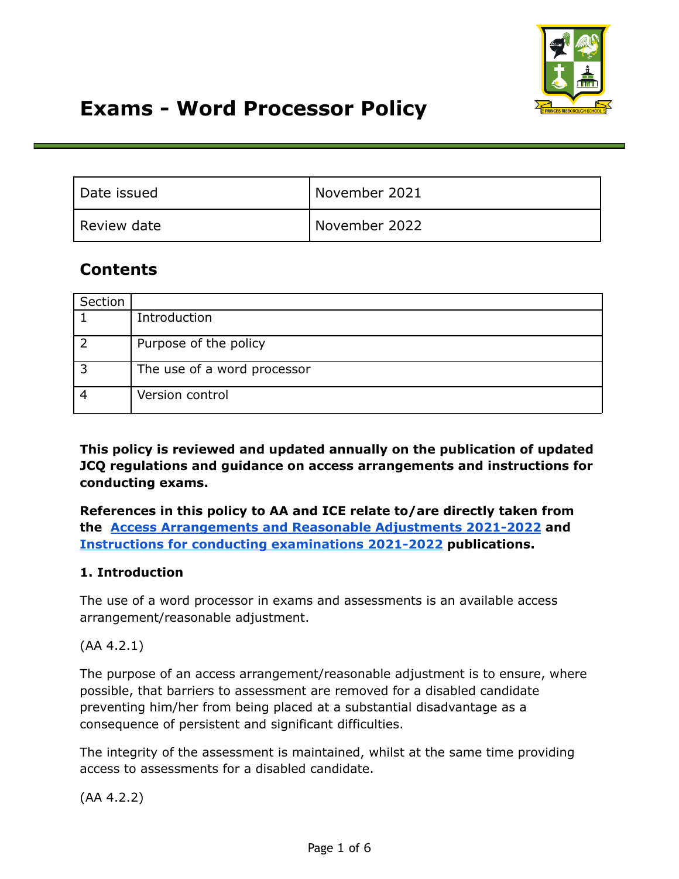# Exams - Word Processor Policy

| Date issued | November 2021 |
|---|---|
| Review date | November 2022 |

## Contents

| Section | |
|---|---|
| 1 | Introduction |
| 2 | Purpose of the policy |
| 3 | The use of a word processor |
| 4 | Version control |

**This policy is reviewed and updated annually on the publication of updated JCQ regulations and guidance on access arrangements and instructions for conducting exams.**

**References in this policy to AA and ICE relate to/are directly taken from the [Access Arrangements and Reasonable Adjustments 2021-2022]() and [Instructions for conducting examinations 2021-2022]() publications.**

**1. Introduction**

The use of a word processor in exams and assessments is an available access arrangement/reasonable adjustment.

(AA 4.2.1)

The purpose of an access arrangement/reasonable adjustment is to ensure, where possible, that barriers to assessment are removed for a disabled candidate preventing him/her from being placed at a substantial disadvantage as a consequence of persistent and significant difficulties.

The integrity of the assessment is maintained, whilst at the same time providing access to assessments for a disabled candidate.

(AA 4.2.2)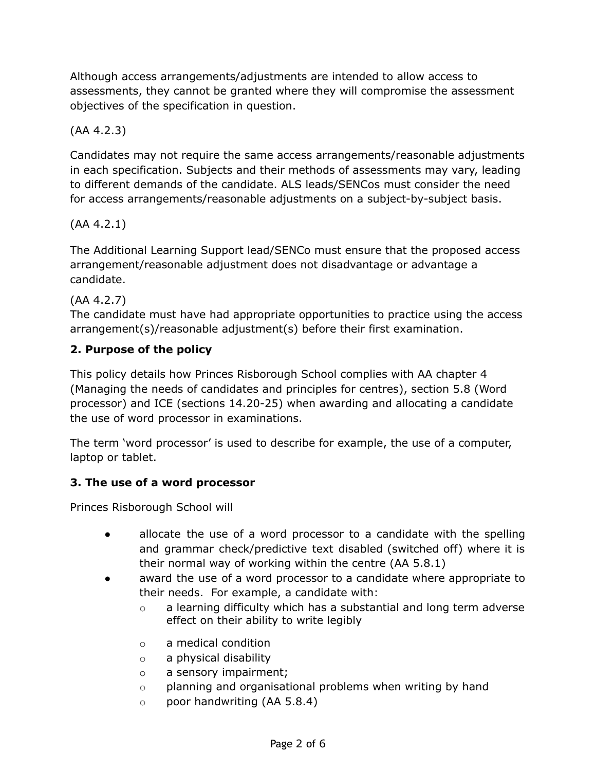Although access arrangements/adjustments are intended to allow access to assessments, they cannot be granted where they will compromise the assessment objectives of the specification in question.

(AA 4.2.3)

Candidates may not require the same access arrangements/reasonable adjustments in each specification. Subjects and their methods of assessments may vary, leading to different demands of the candidate. ALS leads/SENCos must consider the need for access arrangements/reasonable adjustments on a subject-by-subject basis.

(AA 4.2.1)

The Additional Learning Support lead/SENCo must ensure that the proposed access arrangement/reasonable adjustment does not disadvantage or advantage a candidate.

(AA 4.2.7)
The candidate must have had appropriate opportunities to practice using the access arrangement(s)/reasonable adjustment(s) before their first examination.

## 2. Purpose of the policy

This policy details how Princes Risborough School complies with AA chapter 4 (Managing the needs of candidates and principles for centres), section 5.8 (Word processor) and ICE (sections 14.20-25) when awarding and allocating a candidate the use of word processor in examinations.

The term 'word processor' is used to describe for example, the use of a computer, laptop or tablet.

## 3. The use of a word processor

Princes Risborough School will

- allocate the use of a word processor to a candidate with the spelling and grammar check/predictive text disabled (switched off) where it is their normal way of working within the centre (AA 5.8.1)
- award the use of a word processor to a candidate where appropriate to their needs. For example, a candidate with:
    - a learning difficulty which has a substantial and long term adverse effect on their ability to write legibly
    - a medical condition
    - a physical disability
    - a sensory impairment;
    - planning and organisational problems when writing by hand
    - poor handwriting (AA 5.8.4)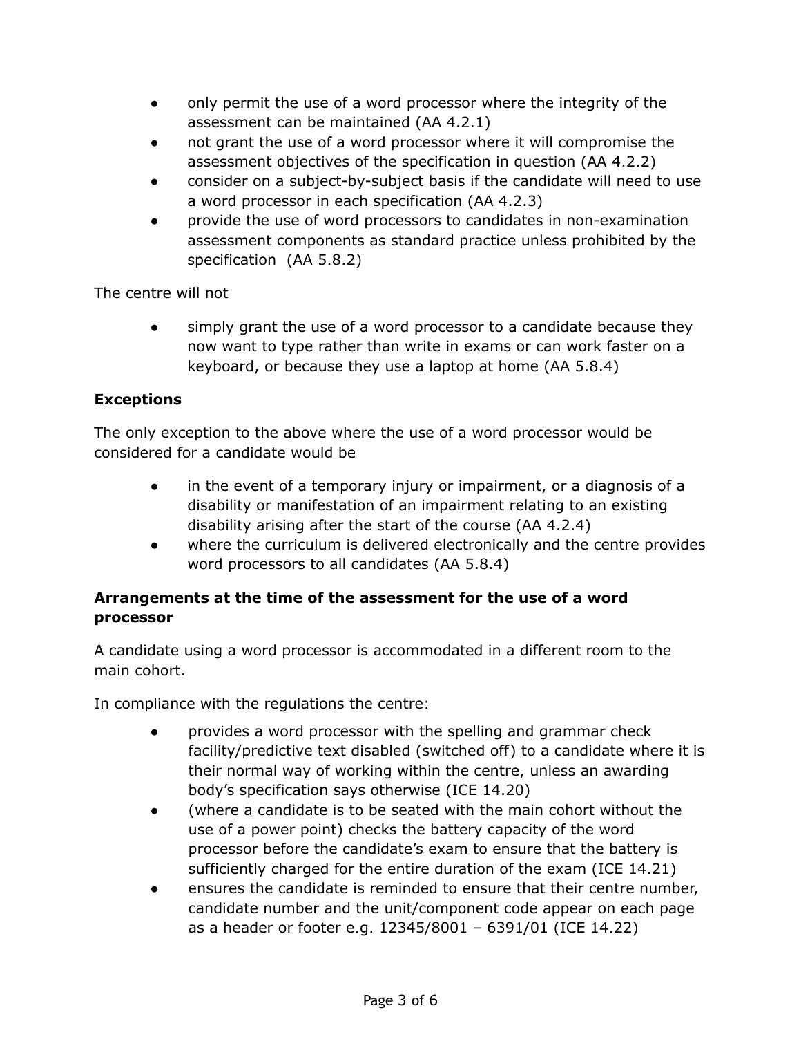- only permit the use of a word processor where the integrity of the assessment can be maintained (AA 4.2.1)
- not grant the use of a word processor where it will compromise the assessment objectives of the specification in question (AA 4.2.2)
- consider on a subject-by-subject basis if the candidate will need to use a word processor in each specification (AA 4.2.3)
- provide the use of word processors to candidates in non-examination assessment components as standard practice unless prohibited by the specification (AA 5.8.2)

The centre will not

- simply grant the use of a word processor to a candidate because they now want to type rather than write in exams or can work faster on a keyboard, or because they use a laptop at home (AA 5.8.4)

**Exceptions**

The only exception to the above where the use of a word processor would be considered for a candidate would be

- in the event of a temporary injury or impairment, or a diagnosis of a disability or manifestation of an impairment relating to an existing disability arising after the start of the course (AA 4.2.4)
- where the curriculum is delivered electronically and the centre provides word processors to all candidates (AA 5.8.4)

**Arrangements at the time of the assessment for the use of a word processor**

A candidate using a word processor is accommodated in a different room to the main cohort.

In compliance with the regulations the centre:

- provides a word processor with the spelling and grammar check facility/predictive text disabled (switched off) to a candidate where it is their normal way of working within the centre, unless an awarding body's specification says otherwise (ICE 14.20)
- (where a candidate is to be seated with the main cohort without the use of a power point) checks the battery capacity of the word processor before the candidate's exam to ensure that the battery is sufficiently charged for the entire duration of the exam (ICE 14.21)
- ensures the candidate is reminded to ensure that their centre number, candidate number and the unit/component code appear on each page as a header or footer e.g. 12345/8001 – 6391/01 (ICE 14.22)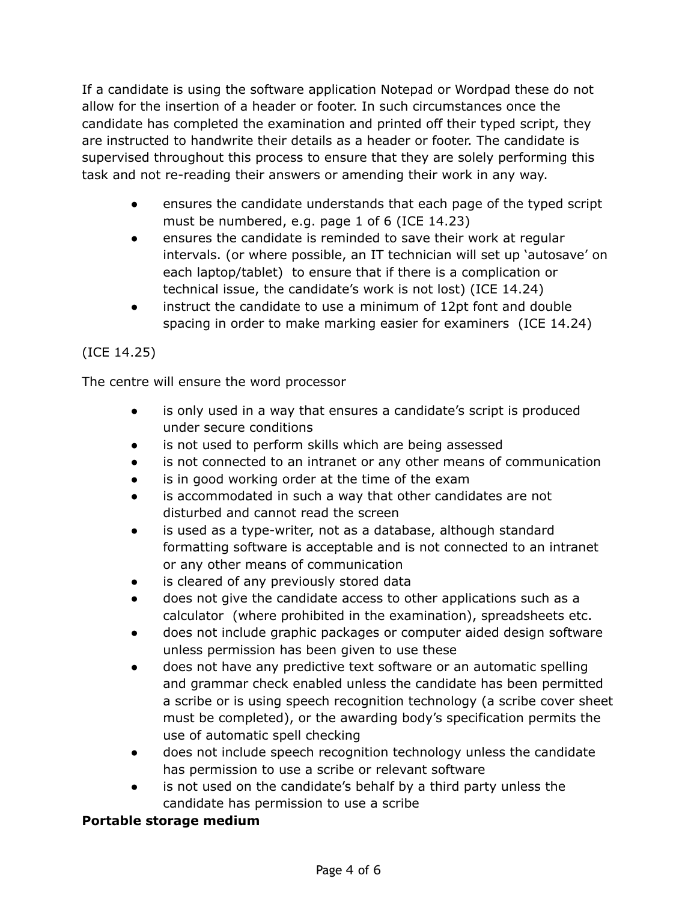If a candidate is using the software application Notepad or Wordpad these do not allow for the insertion of a header or footer. In such circumstances once the candidate has completed the examination and printed off their typed script, they are instructed to handwrite their details as a header or footer. The candidate is supervised throughout this process to ensure that they are solely performing this task and not re-reading their answers or amending their work in any way.

- ensures the candidate understands that each page of the typed script must be numbered, e.g. page 1 of 6 (ICE 14.23)
- ensures the candidate is reminded to save their work at regular intervals. (or where possible, an IT technician will set up 'autosave' on each laptop/tablet) to ensure that if there is a complication or technical issue, the candidate's work is not lost) (ICE 14.24)
- instruct the candidate to use a minimum of 12pt font and double spacing in order to make marking easier for examiners (ICE 14.24)

(ICE 14.25)

The centre will ensure the word processor

- is only used in a way that ensures a candidate's script is produced under secure conditions
- is not used to perform skills which are being assessed
- is not connected to an intranet or any other means of communication
- is in good working order at the time of the exam
- is accommodated in such a way that other candidates are not disturbed and cannot read the screen
- is used as a type-writer, not as a database, although standard formatting software is acceptable and is not connected to an intranet or any other means of communication
- is cleared of any previously stored data
- does not give the candidate access to other applications such as a calculator (where prohibited in the examination), spreadsheets etc.
- does not include graphic packages or computer aided design software unless permission has been given to use these
- does not have any predictive text software or an automatic spelling and grammar check enabled unless the candidate has been permitted a scribe or is using speech recognition technology (a scribe cover sheet must be completed), or the awarding body's specification permits the use of automatic spell checking
- does not include speech recognition technology unless the candidate has permission to use a scribe or relevant software
- is not used on the candidate's behalf by a third party unless the candidate has permission to use a scribe

**Portable storage medium**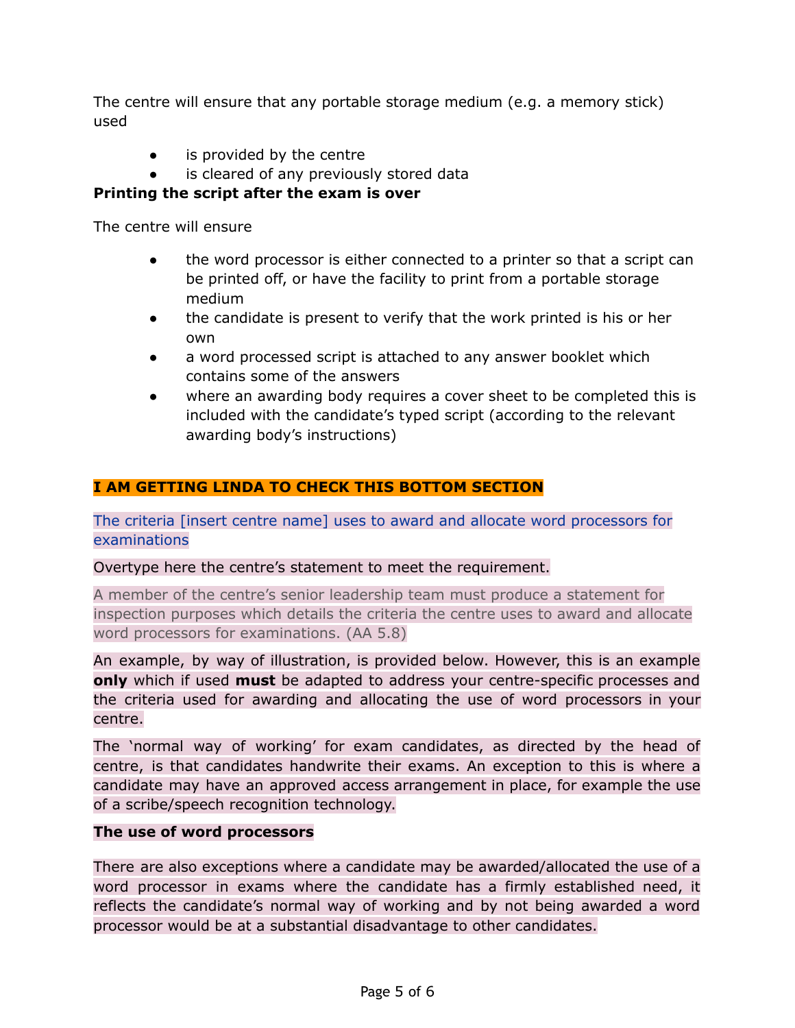The centre will ensure that any portable storage medium (e.g. a memory stick) used

- is provided by the centre
- is cleared of any previously stored data

**Printing the script after the exam is over**

The centre will ensure

- the word processor is either connected to a printer so that a script can be printed off, or have the facility to print from a portable storage medium
- the candidate is present to verify that the work printed is his or her own
- a word processed script is attached to any answer booklet which contains some of the answers
- where an awarding body requires a cover sheet to be completed this is included with the candidate's typed script (according to the relevant awarding body's instructions)

**I AM GETTING LINDA TO CHECK THIS BOTTOM SECTION**

The criteria [insert centre name] uses to award and allocate word processors for examinations

Overtype here the centre's statement to meet the requirement.

A member of the centre's senior leadership team must produce a statement for inspection purposes which details the criteria the centre uses to award and allocate word processors for examinations. (AA 5.8)

An example, by way of illustration, is provided below. However, this is an example **only** which if used **must** be adapted to address your centre-specific processes and the criteria used for awarding and allocating the use of word processors in your centre.

The 'normal way of working' for exam candidates, as directed by the head of centre, is that candidates handwrite their exams. An exception to this is where a candidate may have an approved access arrangement in place, for example the use of a scribe/speech recognition technology.

**The use of word processors**

There are also exceptions where a candidate may be awarded/allocated the use of a word processor in exams where the candidate has a firmly established need, it reflects the candidate's normal way of working and by not being awarded a word processor would be at a substantial disadvantage to other candidates.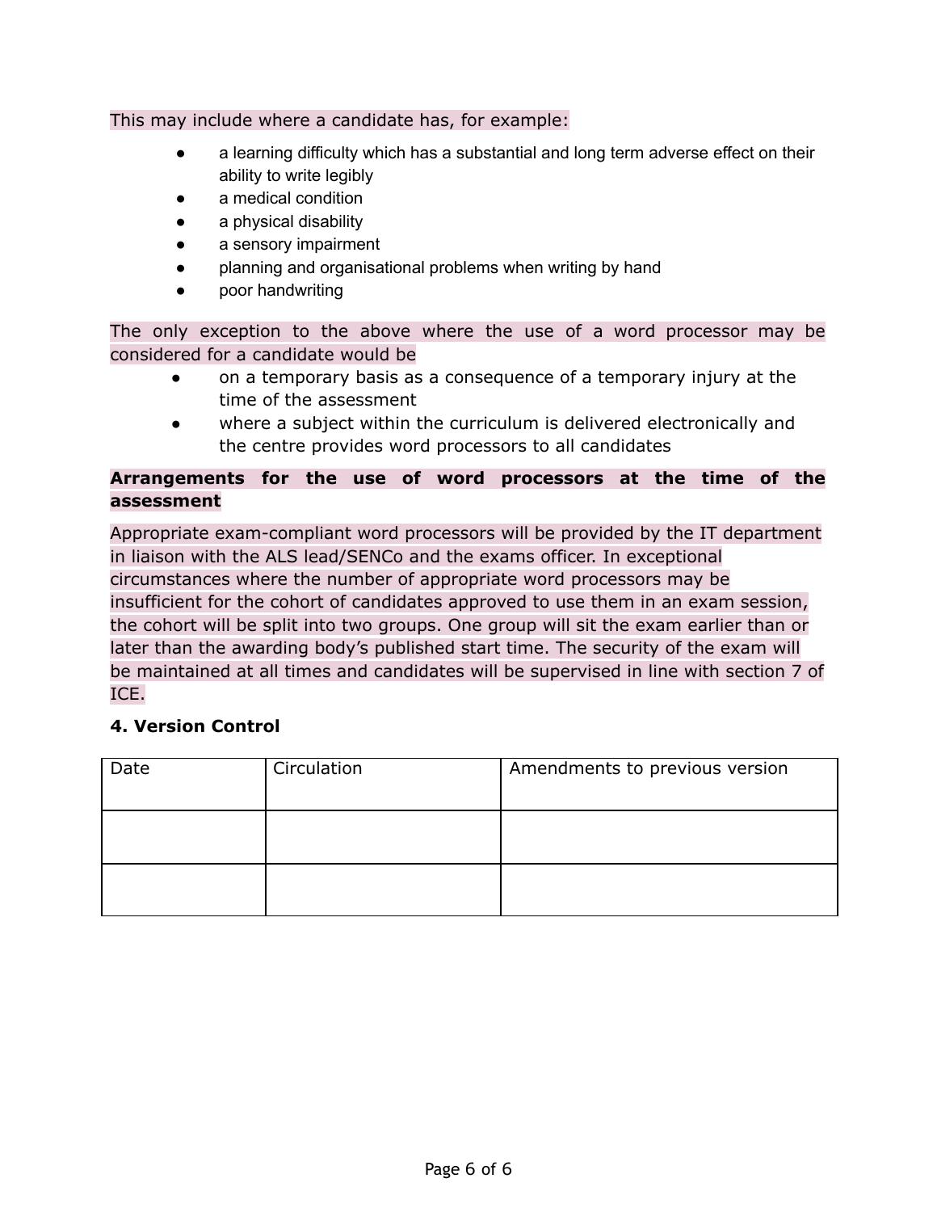This may include where a candidate has, for example:

- a learning difficulty which has a substantial and long term adverse effect on their ability to write legibly
- a medical condition
- a physical disability
- a sensory impairment
- planning and organisational problems when writing by hand
- poor handwriting

The only exception to the above where the use of a word processor may be considered for a candidate would be

- on a temporary basis as a consequence of a temporary injury at the time of the assessment
- where a subject within the curriculum is delivered electronically and the centre provides word processors to all candidates

**Arrangements for the use of word processors at the time of the assessment**

Appropriate exam-compliant word processors will be provided by the IT department in liaison with the ALS lead/SENCo and the exams officer. In exceptional circumstances where the number of appropriate word processors may be insufficient for the cohort of candidates approved to use them in an exam session, the cohort will be split into two groups. One group will sit the exam earlier than or later than the awarding body's published start time. The security of the exam will be maintained at all times and candidates will be supervised in line with section 7 of ICE.

### 4. Version Control

| Date | Circulation | Amendments to previous version |
| --- | --- | --- |
| | | |
| | | |